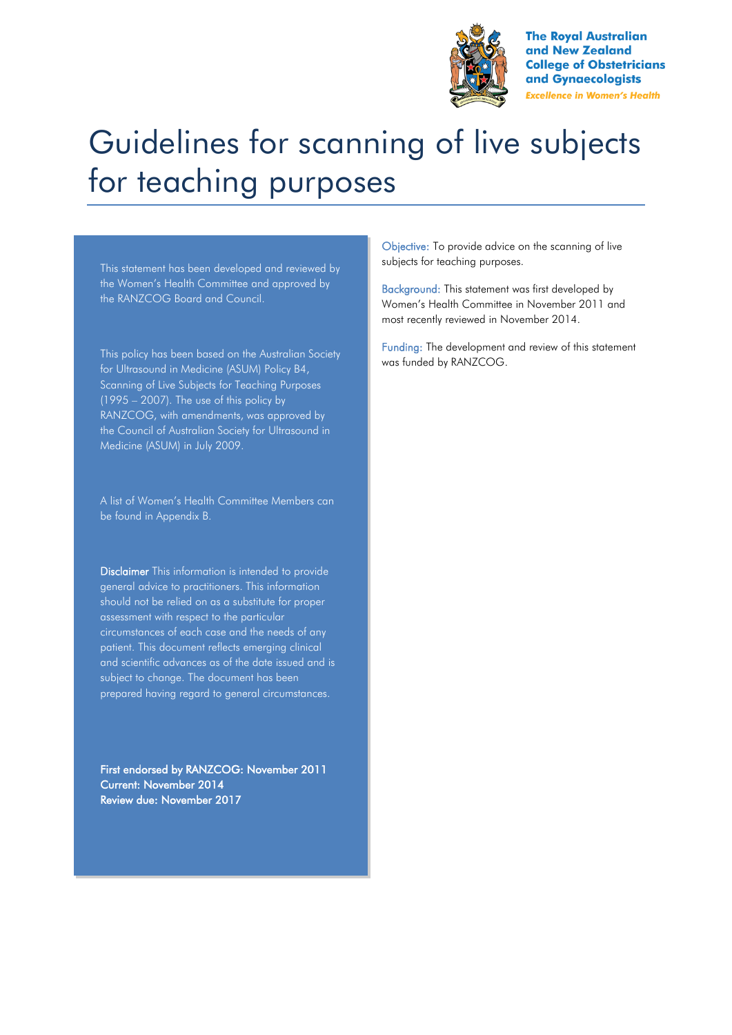The Royal Australian and New Zealand College of Obstetricians and Gynaecologists

*Excellence in Women's Health*

# Guidelines for scanning of live subjects for teaching purposes

This statement has been developed and reviewed by the Women's Health Committee and approved by the RANZCOG Board and Council.

This policy has been based on the Australian Society for Ultrasound in Medicine (ASUM) Policy B4, Scanning of Live Subjects for Teaching Purposes (1995 – 2007). The use of this policy by RANZCOG, with amendments, was approved by the Council of Australian Society for Ultrasound in Medicine (ASUM) in July 2009.

A list of Women's Health Committee Members can be found in Appendix B.

**Disclaimer** This information is intended to provide general advice to practitioners. This information should not be relied on as a substitute for proper assessment with respect to the particular circumstances of each case and the needs of any patient. This document reflects emerging clinical and scientific advances as of the date issued and is subject to change. The document has been prepared having regard to general circumstances.

**First endorsed by RANZCOG: November 2011**
**Current: November 2014**
**Review due: November 2017**

Objective: To provide advice on the scanning of live subjects for teaching purposes.

Background: This statement was first developed by Women's Health Committee in November 2011 and most recently reviewed in November 2014.

Funding: The development and review of this statement was funded by RANZCOG.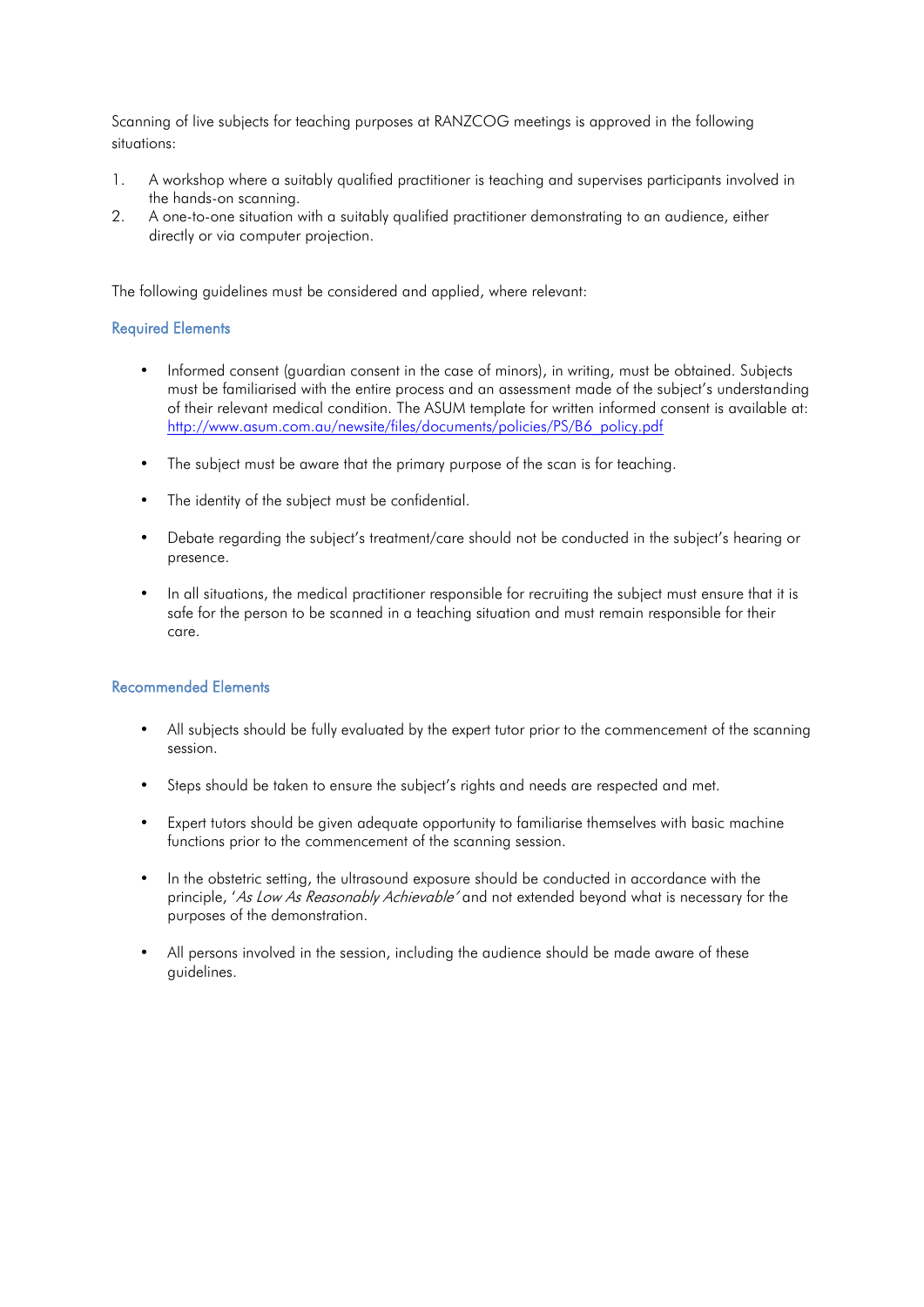Scanning of live subjects for teaching purposes at RANZCOG meetings is approved in the following situations:

1. A workshop where a suitably qualified practitioner is teaching and supervises participants involved in the hands-on scanning.
2. A one-to-one situation with a suitably qualified practitioner demonstrating to an audience, either directly or via computer projection.

The following guidelines must be considered and applied, where relevant:

### Required Elements

- Informed consent (guardian consent in the case of minors), in writing, must be obtained. Subjects must be familiarised with the entire process and an assessment made of the subject's understanding of their relevant medical condition. The ASUM template for written informed consent is available at: [http://www.asum.com.au/newsite/files/documents/policies/PS/B6_policy.pdf](http://www.asum.com.au/newsite/files/documents/policies/PS/B6_policy.pdf)

- The subject must be aware that the primary purpose of the scan is for teaching.

- The identity of the subject must be confidential.

- Debate regarding the subject's treatment/care should not be conducted in the subject's hearing or presence.

- In all situations, the medical practitioner responsible for recruiting the subject must ensure that it is safe for the person to be scanned in a teaching situation and must remain responsible for their care.

### Recommended Elements

- All subjects should be fully evaluated by the expert tutor prior to the commencement of the scanning session.

- Steps should be taken to ensure the subject's rights and needs are respected and met.

- Expert tutors should be given adequate opportunity to familiarise themselves with basic machine functions prior to the commencement of the scanning session.

- In the obstetric setting, the ultrasound exposure should be conducted in accordance with the principle, '*As Low As Reasonably Achievable*' and not extended beyond what is necessary for the purposes of the demonstration.

- All persons involved in the session, including the audience should be made aware of these guidelines.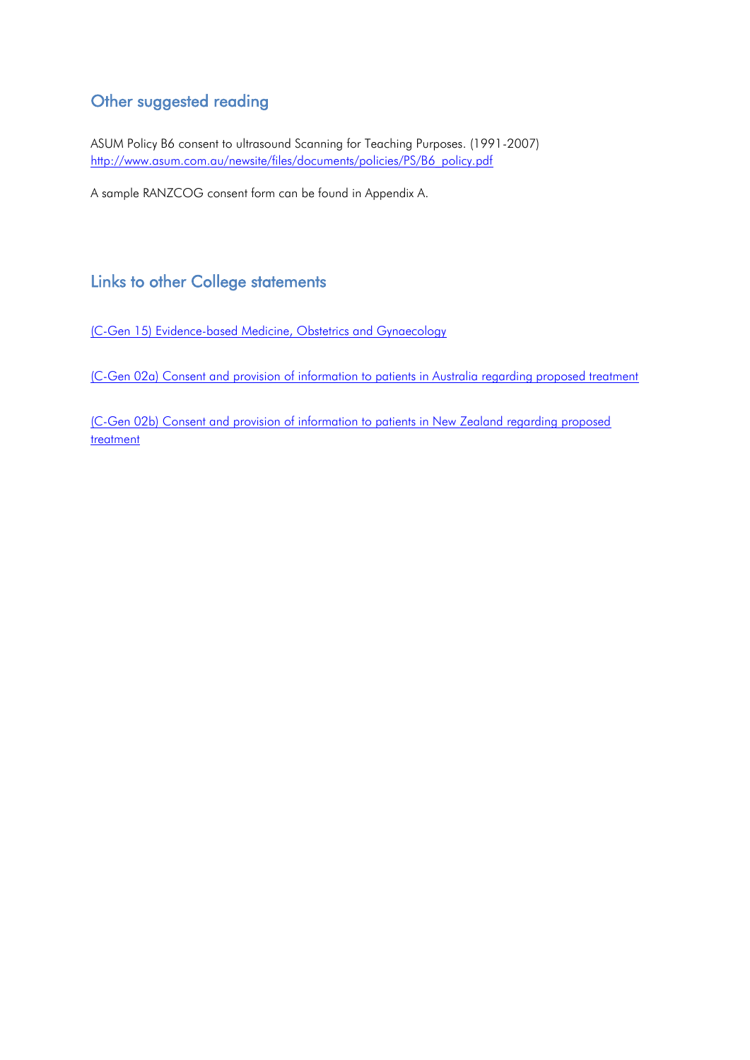## Other suggested reading

ASUM Policy B6 consent to ultrasound Scanning for Teaching Purposes. (1991-2007)
[http://www.asum.com.au/newsite/files/documents/policies/PS/B6_policy.pdf](http://www.asum.com.au/newsite/files/documents/policies/PS/B6_policy.pdf)

A sample RANZCOG consent form can be found in Appendix A.

## Links to other College statements

(C-Gen 15) Evidence-based Medicine, Obstetrics and Gynaecology

(C-Gen 02a) Consent and provision of information to patients in Australia regarding proposed treatment

(C-Gen 02b) Consent and provision of information to patients in New Zealand regarding proposed treatment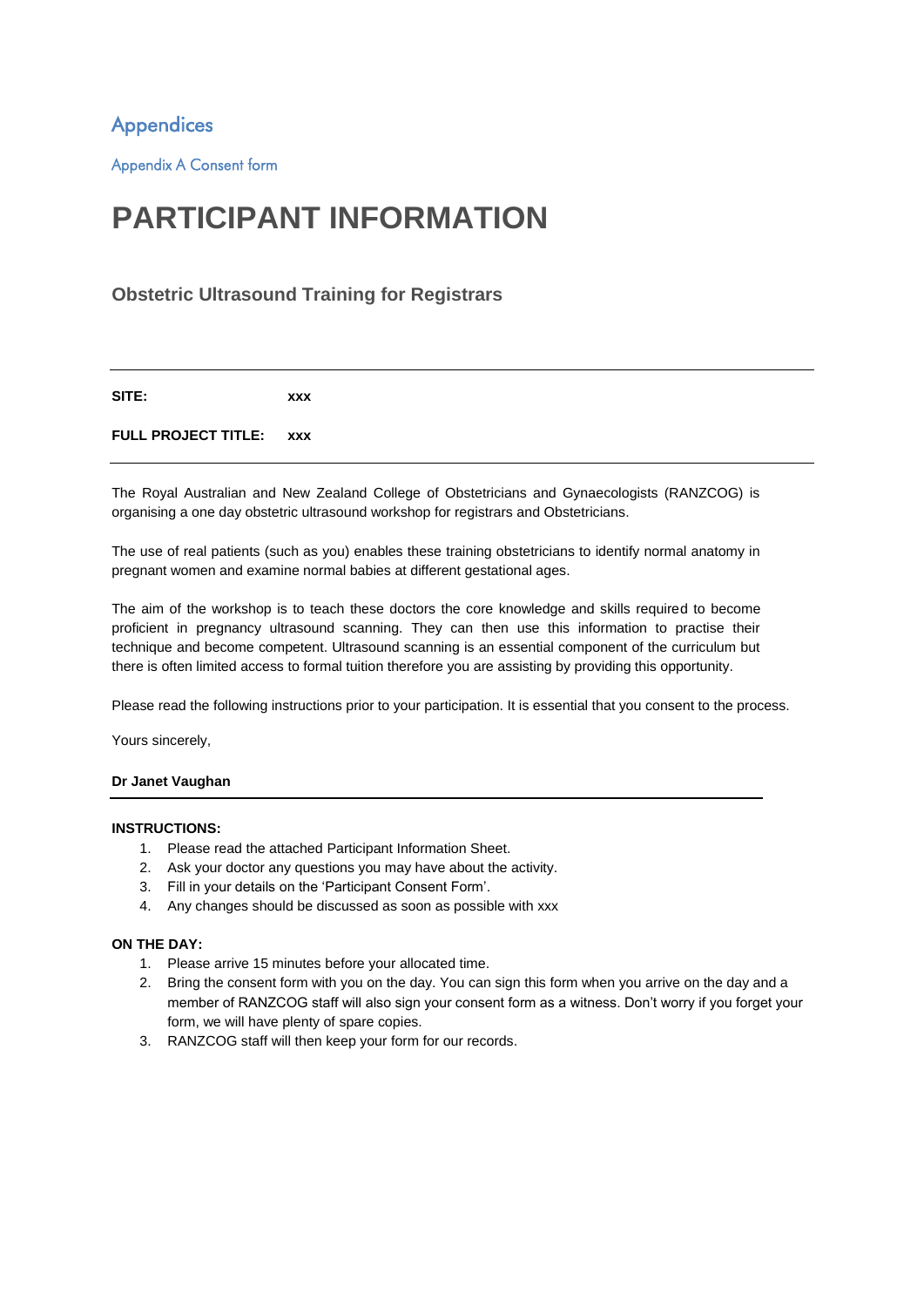# Appendices

## Appendix A Consent form

# PARTICIPANT INFORMATION

### Obstetric Ultrasound Training for Registrars

---

**SITE:** **xxx**

**FULL PROJECT TITLE:** **xxx**

---

The Royal Australian and New Zealand College of Obstetricians and Gynaecologists (RANZCOG) is organising a one day obstetric ultrasound workshop for registrars and Obstetricians.

The use of real patients (such as you) enables these training obstetricians to identify normal anatomy in pregnant women and examine normal babies at different gestational ages.

The aim of the workshop is to teach these doctors the core knowledge and skills required to become proficient in pregnancy ultrasound scanning. They can then use this information to practise their technique and become competent. Ultrasound scanning is an essential component of the curriculum but there is often limited access to formal tuition therefore you are assisting by providing this opportunity.

Please read the following instructions prior to your participation. It is essential that you consent to the process.

Yours sincerely,

**Dr Janet Vaughan**

---

**INSTRUCTIONS:**

1. Please read the attached Participant Information Sheet.
2. Ask your doctor any questions you may have about the activity.
3. Fill in your details on the 'Participant Consent Form'.
4. Any changes should be discussed as soon as possible with xxx

**ON THE DAY:**

1. Please arrive 15 minutes before your allocated time.
2. Bring the consent form with you on the day. You can sign this form when you arrive on the day and a member of RANZCOG staff will also sign your consent form as a witness. Don't worry if you forget your form, we will have plenty of spare copies.
3. RANZCOG staff will then keep your form for our records.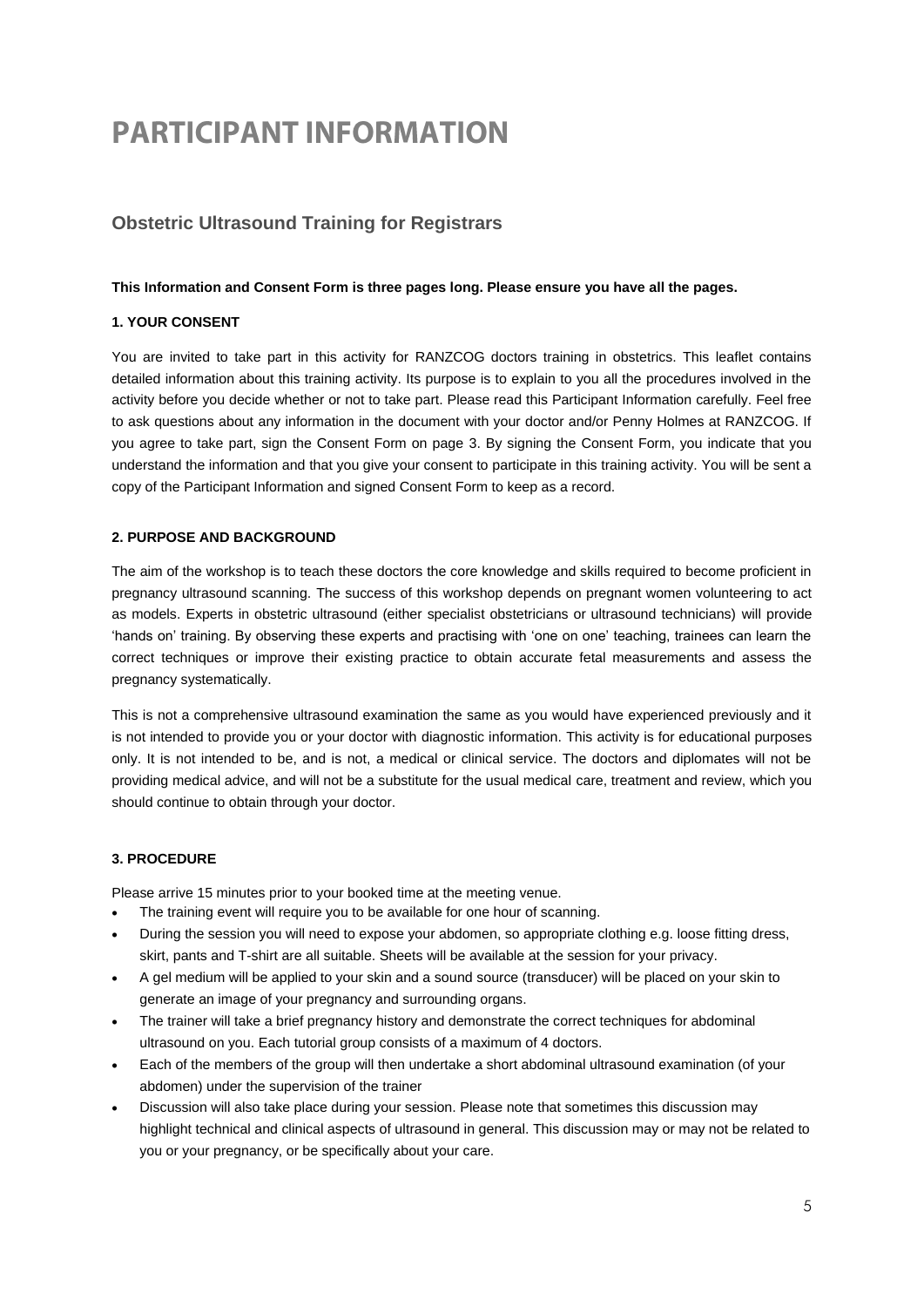# PARTICIPANT INFORMATION

## Obstetric Ultrasound Training for Registrars

**This Information and Consent Form is three pages long. Please ensure you have all the pages.**

**1. YOUR CONSENT**

You are invited to take part in this activity for RANZCOG doctors training in obstetrics. This leaflet contains detailed information about this training activity. Its purpose is to explain to you all the procedures involved in the activity before you decide whether or not to take part. Please read this Participant Information carefully. Feel free to ask questions about any information in the document with your doctor and/or Penny Holmes at RANZCOG. If you agree to take part, sign the Consent Form on page 3. By signing the Consent Form, you indicate that you understand the information and that you give your consent to participate in this training activity. You will be sent a copy of the Participant Information and signed Consent Form to keep as a record.

**2. PURPOSE AND BACKGROUND**

The aim of the workshop is to teach these doctors the core knowledge and skills required to become proficient in pregnancy ultrasound scanning. The success of this workshop depends on pregnant women volunteering to act as models. Experts in obstetric ultrasound (either specialist obstetricians or ultrasound technicians) will provide 'hands on' training. By observing these experts and practising with 'one on one' teaching, trainees can learn the correct techniques or improve their existing practice to obtain accurate fetal measurements and assess the pregnancy systematically.

This is not a comprehensive ultrasound examination the same as you would have experienced previously and it is not intended to provide you or your doctor with diagnostic information. This activity is for educational purposes only. It is not intended to be, and is not, a medical or clinical service. The doctors and diplomates will not be providing medical advice, and will not be a substitute for the usual medical care, treatment and review, which you should continue to obtain through your doctor.

**3. PROCEDURE**

Please arrive 15 minutes prior to your booked time at the meeting venue.

- The training event will require you to be available for one hour of scanning.
- During the session you will need to expose your abdomen, so appropriate clothing e.g. loose fitting dress, skirt, pants and T-shirt are all suitable. Sheets will be available at the session for your privacy.
- A gel medium will be applied to your skin and a sound source (transducer) will be placed on your skin to generate an image of your pregnancy and surrounding organs.
- The trainer will take a brief pregnancy history and demonstrate the correct techniques for abdominal ultrasound on you. Each tutorial group consists of a maximum of 4 doctors.
- Each of the members of the group will then undertake a short abdominal ultrasound examination (of your abdomen) under the supervision of the trainer
- Discussion will also take place during your session. Please note that sometimes this discussion may highlight technical and clinical aspects of ultrasound in general. This discussion may or may not be related to you or your pregnancy, or be specifically about your care.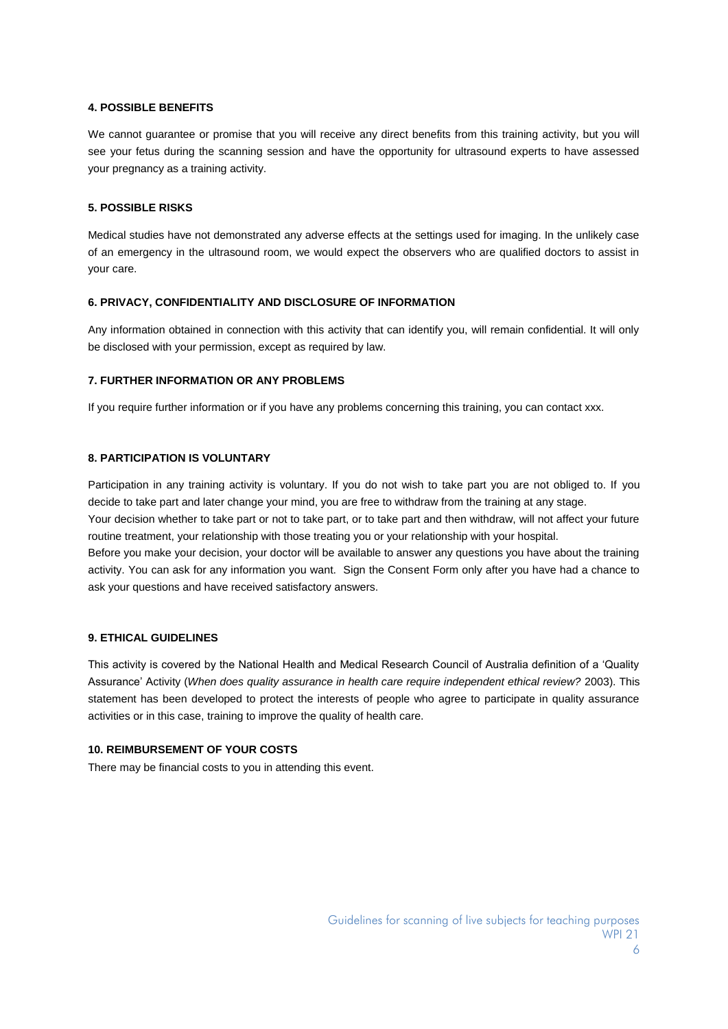**4. POSSIBLE BENEFITS**

We cannot guarantee or promise that you will receive any direct benefits from this training activity, but you will see your fetus during the scanning session and have the opportunity for ultrasound experts to have assessed your pregnancy as a training activity.

**5. POSSIBLE RISKS**

Medical studies have not demonstrated any adverse effects at the settings used for imaging. In the unlikely case of an emergency in the ultrasound room, we would expect the observers who are qualified doctors to assist in your care.

**6. PRIVACY, CONFIDENTIALITY AND DISCLOSURE OF INFORMATION**

Any information obtained in connection with this activity that can identify you, will remain confidential. It will only be disclosed with your permission, except as required by law.

**7. FURTHER INFORMATION OR ANY PROBLEMS**

If you require further information or if you have any problems concerning this training, you can contact xxx.

**8. PARTICIPATION IS VOLUNTARY**

Participation in any training activity is voluntary. If you do not wish to take part you are not obliged to. If you decide to take part and later change your mind, you are free to withdraw from the training at any stage.

Your decision whether to take part or not to take part, or to take part and then withdraw, will not affect your future routine treatment, your relationship with those treating you or your relationship with your hospital.

Before you make your decision, your doctor will be available to answer any questions you have about the training activity. You can ask for any information you want. Sign the Consent Form only after you have had a chance to ask your questions and have received satisfactory answers.

**9. ETHICAL GUIDELINES**

This activity is covered by the National Health and Medical Research Council of Australia definition of a 'Quality Assurance' Activity (*When does quality assurance in health care require independent ethical review?* 2003). This statement has been developed to protect the interests of people who agree to participate in quality assurance activities or in this case, training to improve the quality of health care.

**10. REIMBURSEMENT OF YOUR COSTS**

There may be financial costs to you in attending this event.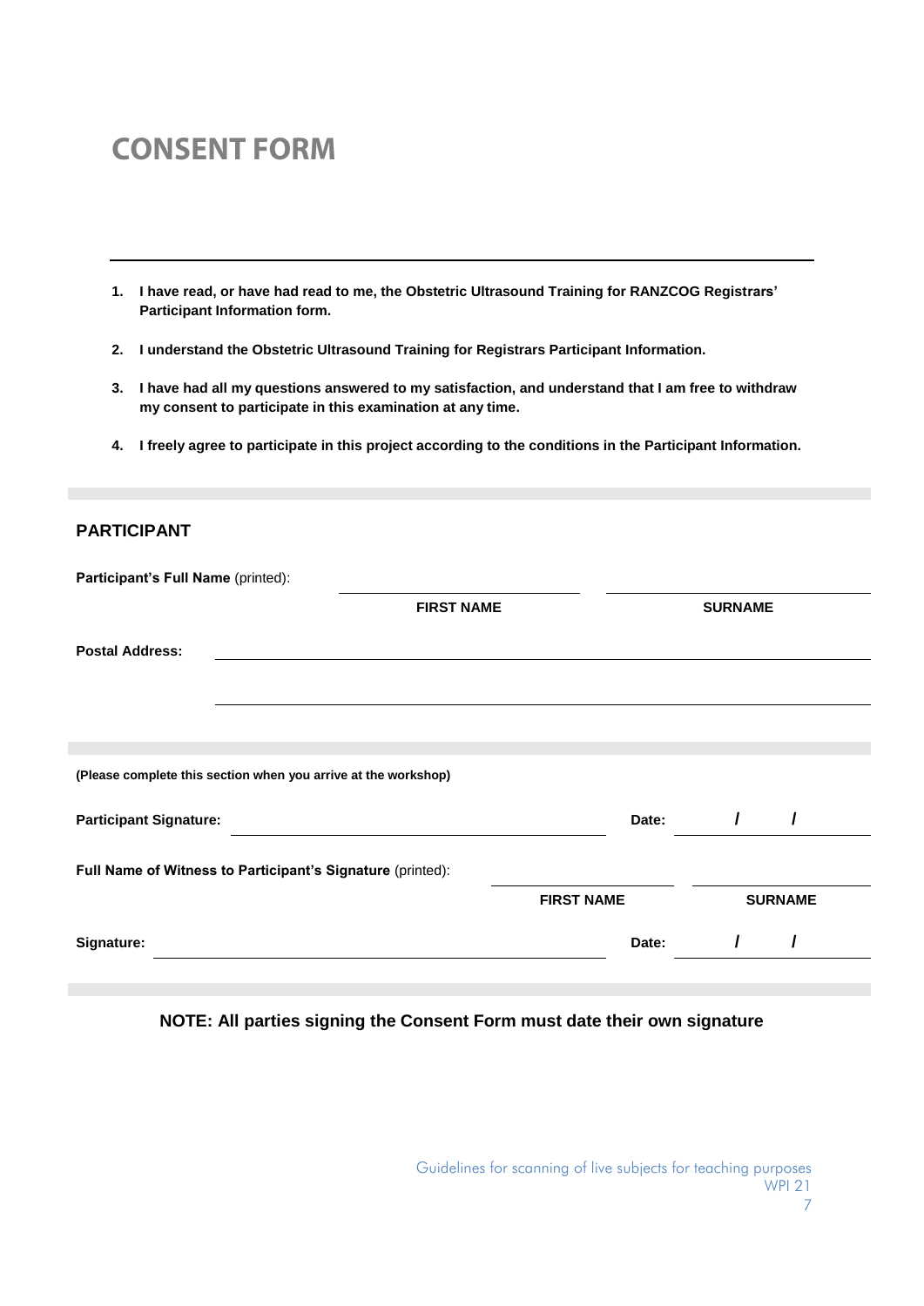# CONSENT FORM

---

1. **I have read, or have had read to me, the Obstetric Ultrasound Training for RANZCOG Registrars' Participant Information form.**
2. **I understand the Obstetric Ultrasound Training for Registrars Participant Information.**
3. **I have had all my questions answered to my satisfaction, and understand that I am free to withdraw my consent to participate in this examination at any time.**
4. **I freely agree to participate in this project according to the conditions in the Participant Information.**

## PARTICIPANT

**Participant's Full Name** (printed): ______________________ ______________________

**FIRST NAME** **SURNAME**

**Postal Address:** ____________________________________________

____________________________________________

**(Please complete this section when you arrive at the workshop)**

**Participant Signature:** ______________________ **Date:** / /

**Full Name of Witness to Participant's Signature** (printed): ______________________ ______________________

**FIRST NAME** **SURNAME**

**Signature:** ______________________ **Date:** / /

**NOTE: All parties signing the Consent Form must date their own signature**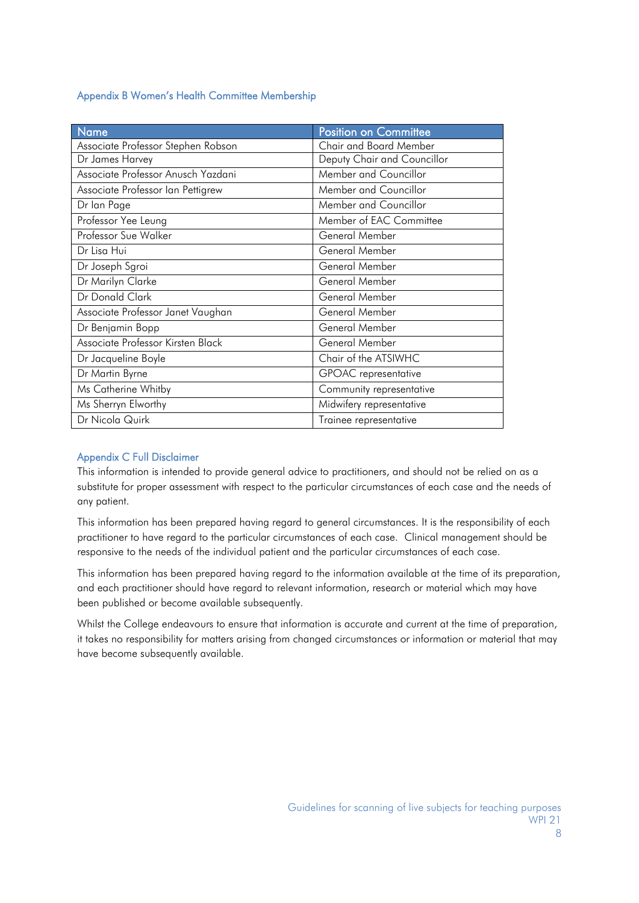## Appendix B Women's Health Committee Membership

| Name | Position on Committee |
|---|---|
| Associate Professor Stephen Robson | Chair and Board Member |
| Dr James Harvey | Deputy Chair and Councillor |
| Associate Professor Anusch Yazdani | Member and Councillor |
| Associate Professor Ian Pettigrew | Member and Councillor |
| Dr Ian Page | Member and Councillor |
| Professor Yee Leung | Member of EAC Committee |
| Professor Sue Walker | General Member |
| Dr Lisa Hui | General Member |
| Dr Joseph Sgroi | General Member |
| Dr Marilyn Clarke | General Member |
| Dr Donald Clark | General Member |
| Associate Professor Janet Vaughan | General Member |
| Dr Benjamin Bopp | General Member |
| Associate Professor Kirsten Black | General Member |
| Dr Jacqueline Boyle | Chair of the ATSIWHC |
| Dr Martin Byrne | GPOAC representative |
| Ms Catherine Whitby | Community representative |
| Ms Sherryn Elworthy | Midwifery representative |
| Dr Nicola Quirk | Trainee representative |

## Appendix C Full Disclaimer

This information is intended to provide general advice to practitioners, and should not be relied on as a substitute for proper assessment with respect to the particular circumstances of each case and the needs of any patient.

This information has been prepared having regard to general circumstances. It is the responsibility of each practitioner to have regard to the particular circumstances of each case. Clinical management should be responsive to the needs of the individual patient and the particular circumstances of each case.

This information has been prepared having regard to the information available at the time of its preparation, and each practitioner should have regard to relevant information, research or material which may have been published or become available subsequently.

Whilst the College endeavours to ensure that information is accurate and current at the time of preparation, it takes no responsibility for matters arising from changed circumstances or information or material that may have become subsequently available.